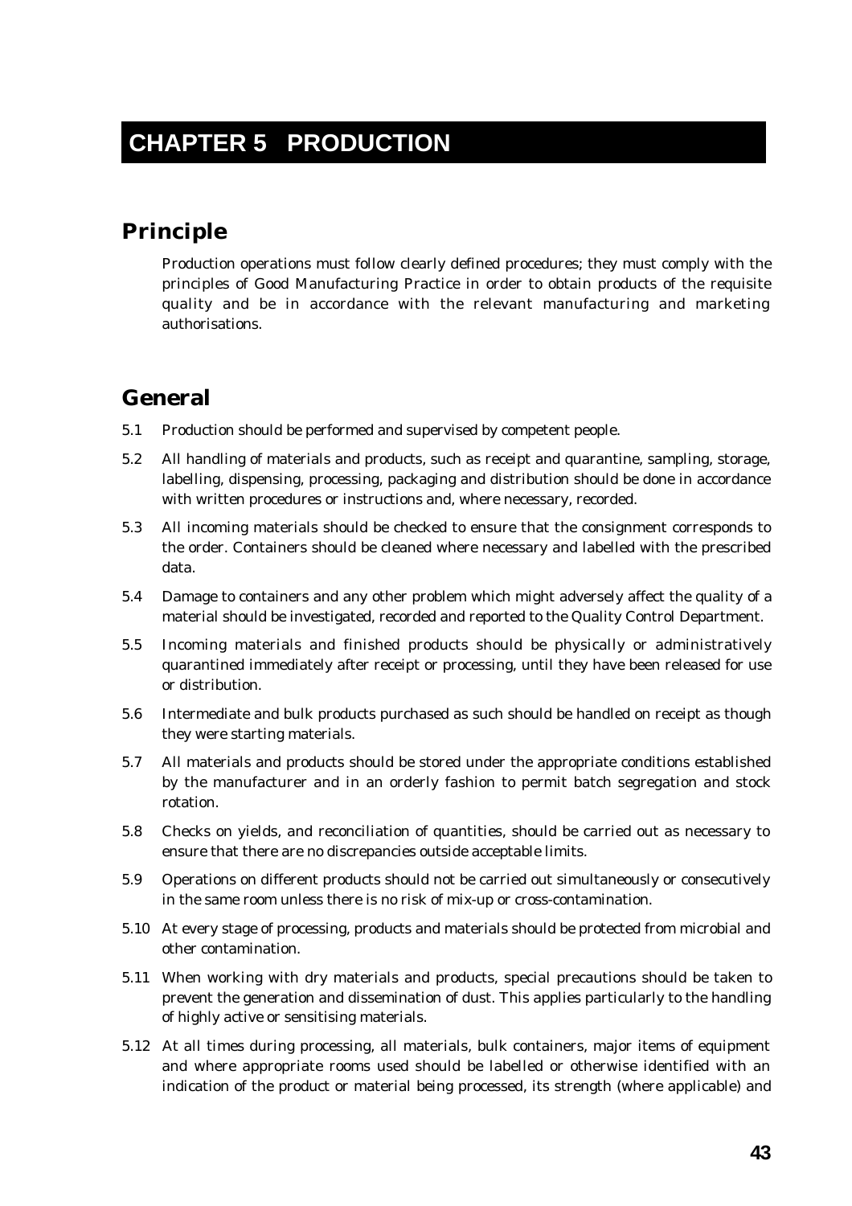# CHAPTER 5 PRODUCTION

## Principle

Production operations must follow clearly defined procedures; they must comply with the principles of Good Manufacturing Practice in order to obtain products of the requisite quality and be in accordance with the relevant manufacturing and marketing authorisations.

## General

5.1 Production should be performed and supervised by competent people.

5.2 All handling of materials and products, such as receipt and quarantine, sampling, storage, labelling, dispensing, processing, packaging and distribution should be done in accordance with written procedures or instructions and, where necessary, recorded.

5.3 All incoming materials should be checked to ensure that the consignment corresponds to the order. Containers should be cleaned where necessary and labelled with the prescribed data.

5.4 Damage to containers and any other problem which might adversely affect the quality of a material should be investigated, recorded and reported to the Quality Control Department.

5.5 Incoming materials and finished products should be physically or administratively quarantined immediately after receipt or processing, until they have been released for use or distribution.

5.6 Intermediate and bulk products purchased as such should be handled on receipt as though they were starting materials.

5.7 All materials and products should be stored under the appropriate conditions established by the manufacturer and in an orderly fashion to permit batch segregation and stock rotation.

5.8 Checks on yields, and reconciliation of quantities, should be carried out as necessary to ensure that there are no discrepancies outside acceptable limits.

5.9 Operations on different products should not be carried out simultaneously or consecutively in the same room unless there is no risk of mix-up or cross-contamination.

5.10 At every stage of processing, products and materials should be protected from microbial and other contamination.

5.11 When working with dry materials and products, special precautions should be taken to prevent the generation and dissemination of dust. This applies particularly to the handling of highly active or sensitising materials.

5.12 At all times during processing, all materials, bulk containers, major items of equipment and where appropriate rooms used should be labelled or otherwise identified with an indication of the product or material being processed, its strength (where applicable) and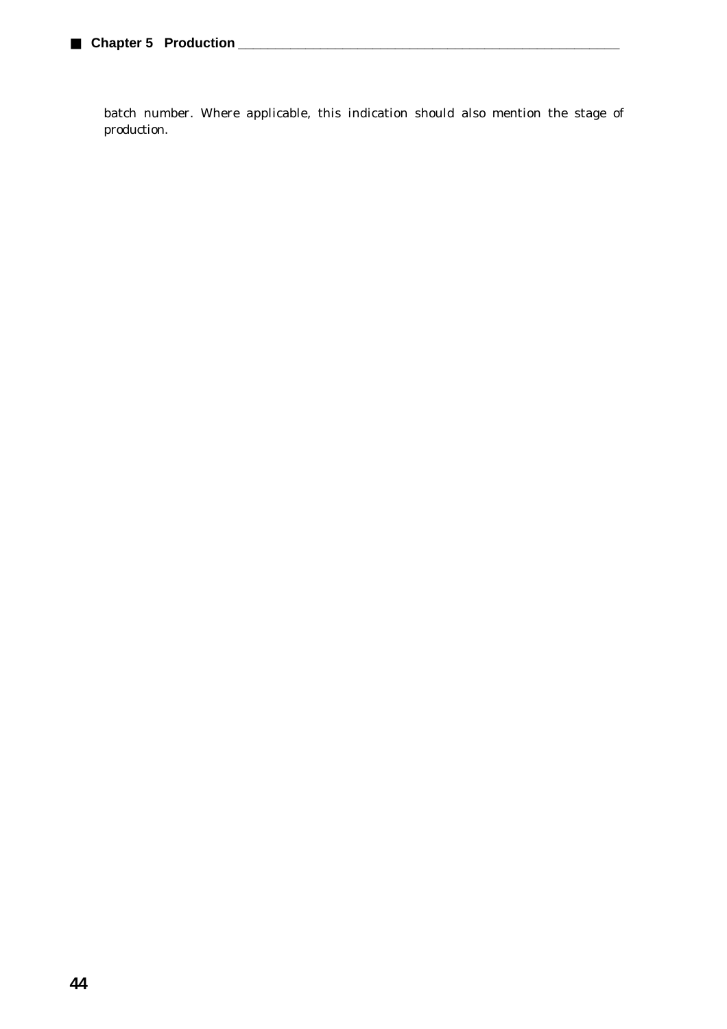batch number. Where applicable, this indication should also mention the stage of production.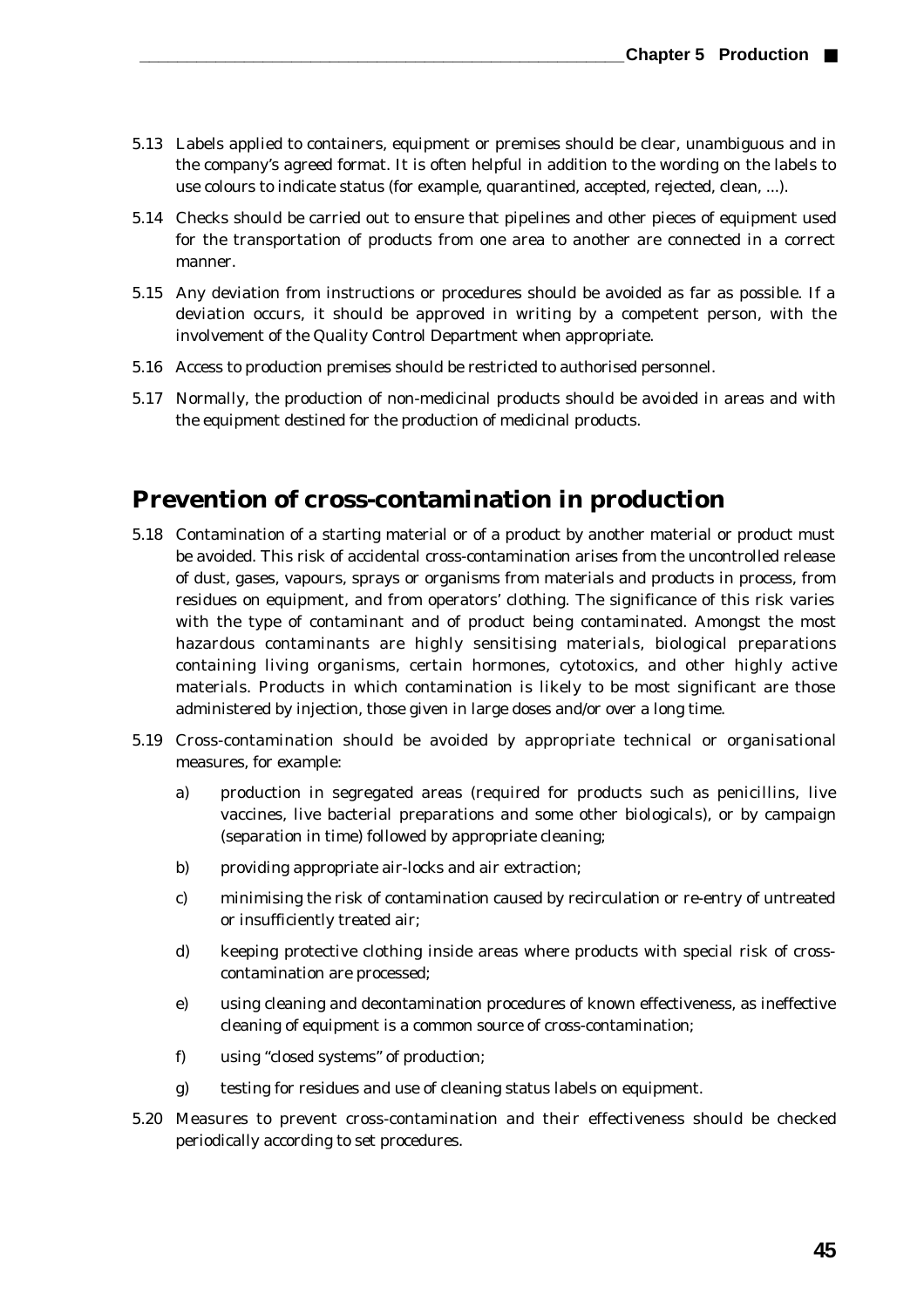5.13 Labels applied to containers, equipment or premises should be clear, unambiguous and in the company's agreed format. It is often helpful in addition to the wording on the labels to use colours to indicate status (for example, quarantined, accepted, rejected, clean, ...).

5.14 Checks should be carried out to ensure that pipelines and other pieces of equipment used for the transportation of products from one area to another are connected in a correct manner.

5.15 Any deviation from instructions or procedures should be avoided as far as possible. If a deviation occurs, it should be approved in writing by a competent person, with the involvement of the Quality Control Department when appropriate.

5.16 Access to production premises should be restricted to authorised personnel.

5.17 Normally, the production of non-medicinal products should be avoided in areas and with the equipment destined for the production of medicinal products.

## Prevention of cross-contamination in production

5.18 Contamination of a starting material or of a product by another material or product must be avoided. This risk of accidental cross-contamination arises from the uncontrolled release of dust, gases, vapours, sprays or organisms from materials and products in process, from residues on equipment, and from operators' clothing. The significance of this risk varies with the type of contaminant and of product being contaminated. Amongst the most hazardous contaminants are highly sensitising materials, biological preparations containing living organisms, certain hormones, cytotoxics, and other highly active materials. Products in which contamination is likely to be most significant are those administered by injection, those given in large doses and/or over a long time.

5.19 Cross-contamination should be avoided by appropriate technical or organisational measures, for example:

a) production in segregated areas (required for products such as penicillins, live vaccines, live bacterial preparations and some other biologicals), or by campaign (separation in time) followed by appropriate cleaning;

b) providing appropriate air-locks and air extraction;

c) minimising the risk of contamination caused by recirculation or re-entry of untreated or insufficiently treated air;

d) keeping protective clothing inside areas where products with special risk of cross-contamination are processed;

e) using cleaning and decontamination procedures of known effectiveness, as ineffective cleaning of equipment is a common source of cross-contamination;

f) using "closed systems" of production;

g) testing for residues and use of cleaning status labels on equipment.

5.20 Measures to prevent cross-contamination and their effectiveness should be checked periodically according to set procedures.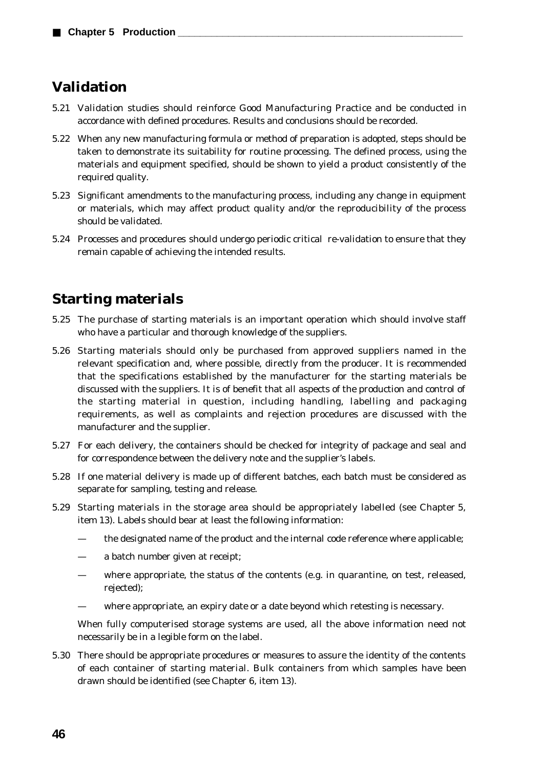## Validation

5.21 Validation studies should reinforce Good Manufacturing Practice and be conducted in accordance with defined procedures. Results and conclusions should be recorded.

5.22 When any new manufacturing formula or method of preparation is adopted, steps should be taken to demonstrate its suitability for routine processing. The defined process, using the materials and equipment specified, should be shown to yield a product consistently of the required quality.

5.23 Significant amendments to the manufacturing process, including any change in equipment or materials, which may affect product quality and/or the reproducibility of the process should be validated.

5.24 Processes and procedures should undergo periodic critical re-validation to ensure that they remain capable of achieving the intended results.

## Starting materials

5.25 The purchase of starting materials is an important operation which should involve staff who have a particular and thorough knowledge of the suppliers.

5.26 Starting materials should only be purchased from approved suppliers named in the relevant specification and, where possible, directly from the producer. It is recommended that the specifications established by the manufacturer for the starting materials be discussed with the suppliers. It is of benefit that all aspects of the production and control of the starting material in question, including handling, labelling and packaging requirements, as well as complaints and rejection procedures are discussed with the manufacturer and the supplier.

5.27 For each delivery, the containers should be checked for integrity of package and seal and for correspondence between the delivery note and the supplier's labels.

5.28 If one material delivery is made up of different batches, each batch must be considered as separate for sampling, testing and release.

5.29 Starting materials in the storage area should be appropriately labelled (see Chapter 5, item 13). Labels should bear at least the following information:

- the designated name of the product and the internal code reference where applicable;
- a batch number given at receipt;
- where appropriate, the status of the contents (e.g. in quarantine, on test, released, rejected);
- where appropriate, an expiry date or a date beyond which retesting is necessary.

When fully computerised storage systems are used, all the above information need not necessarily be in a legible form on the label.

5.30 There should be appropriate procedures or measures to assure the identity of the contents of each container of starting material. Bulk containers from which samples have been drawn should be identified (see Chapter 6, item 13).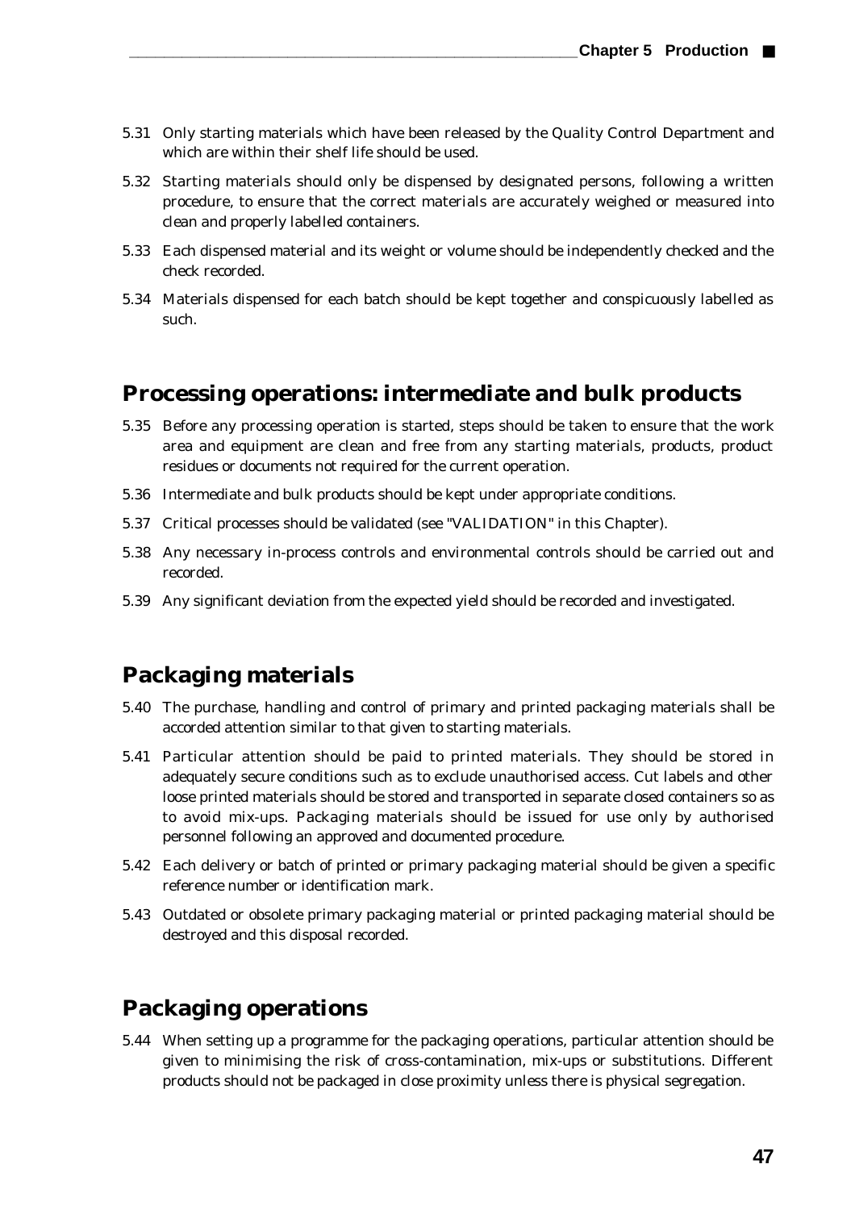5.31 Only starting materials which have been released by the Quality Control Department and which are within their shelf life should be used.

5.32 Starting materials should only be dispensed by designated persons, following a written procedure, to ensure that the correct materials are accurately weighed or measured into clean and properly labelled containers.

5.33 Each dispensed material and its weight or volume should be independently checked and the check recorded.

5.34 Materials dispensed for each batch should be kept together and conspicuously labelled as such.

## Processing operations: intermediate and bulk products

5.35 Before any processing operation is started, steps should be taken to ensure that the work area and equipment are clean and free from any starting materials, products, product residues or documents not required for the current operation.

5.36 Intermediate and bulk products should be kept under appropriate conditions.

5.37 Critical processes should be validated (see "VALIDATION" in this Chapter).

5.38 Any necessary in-process controls and environmental controls should be carried out and recorded.

5.39 Any significant deviation from the expected yield should be recorded and investigated.

## Packaging materials

5.40 The purchase, handling and control of primary and printed packaging materials shall be accorded attention similar to that given to starting materials.

5.41 Particular attention should be paid to printed materials. They should be stored in adequately secure conditions such as to exclude unauthorised access. Cut labels and other loose printed materials should be stored and transported in separate closed containers so as to avoid mix-ups. Packaging materials should be issued for use only by authorised personnel following an approved and documented procedure.

5.42 Each delivery or batch of printed or primary packaging material should be given a specific reference number or identification mark.

5.43 Outdated or obsolete primary packaging material or printed packaging material should be destroyed and this disposal recorded.

## Packaging operations

5.44 When setting up a programme for the packaging operations, particular attention should be given to minimising the risk of cross-contamination, mix-ups or substitutions. Different products should not be packaged in close proximity unless there is physical segregation.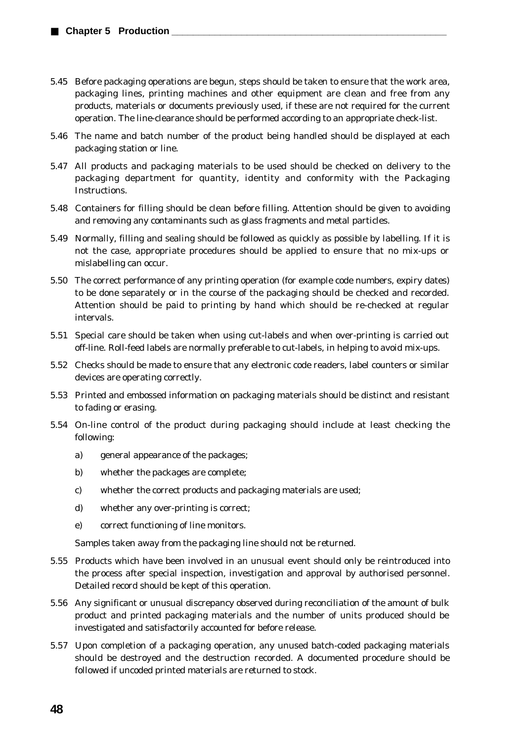5.45 Before packaging operations are begun, steps should be taken to ensure that the work area, packaging lines, printing machines and other equipment are clean and free from any products, materials or documents previously used, if these are not required for the current operation. The line-clearance should be performed according to an appropriate check-list.

5.46 The name and batch number of the product being handled should be displayed at each packaging station or line.

5.47 All products and packaging materials to be used should be checked on delivery to the packaging department for quantity, identity and conformity with the Packaging Instructions.

5.48 Containers for filling should be clean before filling. Attention should be given to avoiding and removing any contaminants such as glass fragments and metal particles.

5.49 Normally, filling and sealing should be followed as quickly as possible by labelling. If it is not the case, appropriate procedures should be applied to ensure that no mix-ups or mislabelling can occur.

5.50 The correct performance of any printing operation (for example code numbers, expiry dates) to be done separately or in the course of the packaging should be checked and recorded. Attention should be paid to printing by hand which should be re-checked at regular intervals.

5.51 Special care should be taken when using cut-labels and when over-printing is carried out off-line. Roll-feed labels are normally preferable to cut-labels, in helping to avoid mix-ups.

5.52 Checks should be made to ensure that any electronic code readers, label counters or similar devices are operating correctly.

5.53 Printed and embossed information on packaging materials should be distinct and resistant to fading or erasing.

5.54 On-line control of the product during packaging should include at least checking the following:

a) general appearance of the packages;

b) whether the packages are complete;

c) whether the correct products and packaging materials are used;

d) whether any over-printing is correct;

e) correct functioning of line monitors.

Samples taken away from the packaging line should not be returned.

5.55 Products which have been involved in an unusual event should only be reintroduced into the process after special inspection, investigation and approval by authorised personnel. Detailed record should be kept of this operation.

5.56 Any significant or unusual discrepancy observed during reconciliation of the amount of bulk product and printed packaging materials and the number of units produced should be investigated and satisfactorily accounted for before release.

5.57 Upon completion of a packaging operation, any unused batch-coded packaging materials should be destroyed and the destruction recorded. A documented procedure should be followed if uncoded printed materials are returned to stock.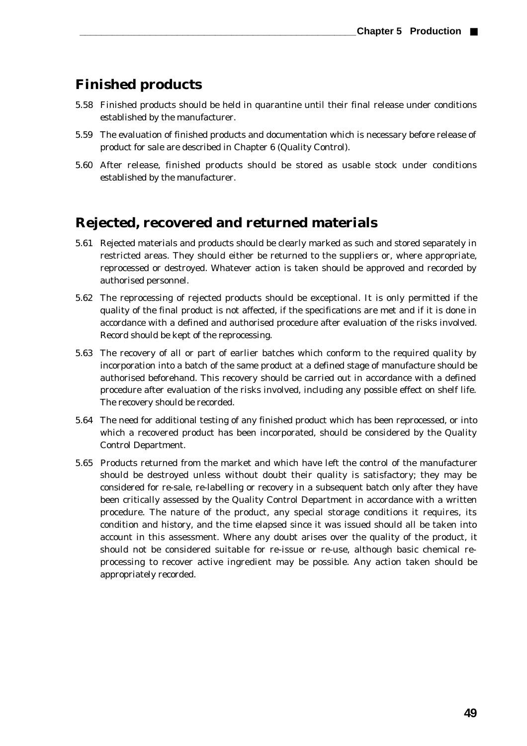## Finished products

5.58 Finished products should be held in quarantine until their final release under conditions established by the manufacturer.

5.59 The evaluation of finished products and documentation which is necessary before release of product for sale are described in Chapter 6 (Quality Control).

5.60 After release, finished products should be stored as usable stock under conditions established by the manufacturer.

## Rejected, recovered and returned materials

5.61 Rejected materials and products should be clearly marked as such and stored separately in restricted areas. They should either be returned to the suppliers or, where appropriate, reprocessed or destroyed. Whatever action is taken should be approved and recorded by authorised personnel.

5.62 The reprocessing of rejected products should be exceptional. It is only permitted if the quality of the final product is not affected, if the specifications are met and if it is done in accordance with a defined and authorised procedure after evaluation of the risks involved. Record should be kept of the reprocessing.

5.63 The recovery of all or part of earlier batches which conform to the required quality by incorporation into a batch of the same product at a defined stage of manufacture should be authorised beforehand. This recovery should be carried out in accordance with a defined procedure after evaluation of the risks involved, including any possible effect on shelf life. The recovery should be recorded.

5.64 The need for additional testing of any finished product which has been reprocessed, or into which a recovered product has been incorporated, should be considered by the Quality Control Department.

5.65 Products returned from the market and which have left the control of the manufacturer should be destroyed unless without doubt their quality is satisfactory; they may be considered for re-sale, re-labelling or recovery in a subsequent batch only after they have been critically assessed by the Quality Control Department in accordance with a written procedure. The nature of the product, any special storage conditions it requires, its condition and history, and the time elapsed since it was issued should all be taken into account in this assessment. Where any doubt arises over the quality of the product, it should not be considered suitable for re-issue or re-use, although basic chemical re-processing to recover active ingredient may be possible. Any action taken should be appropriately recorded.